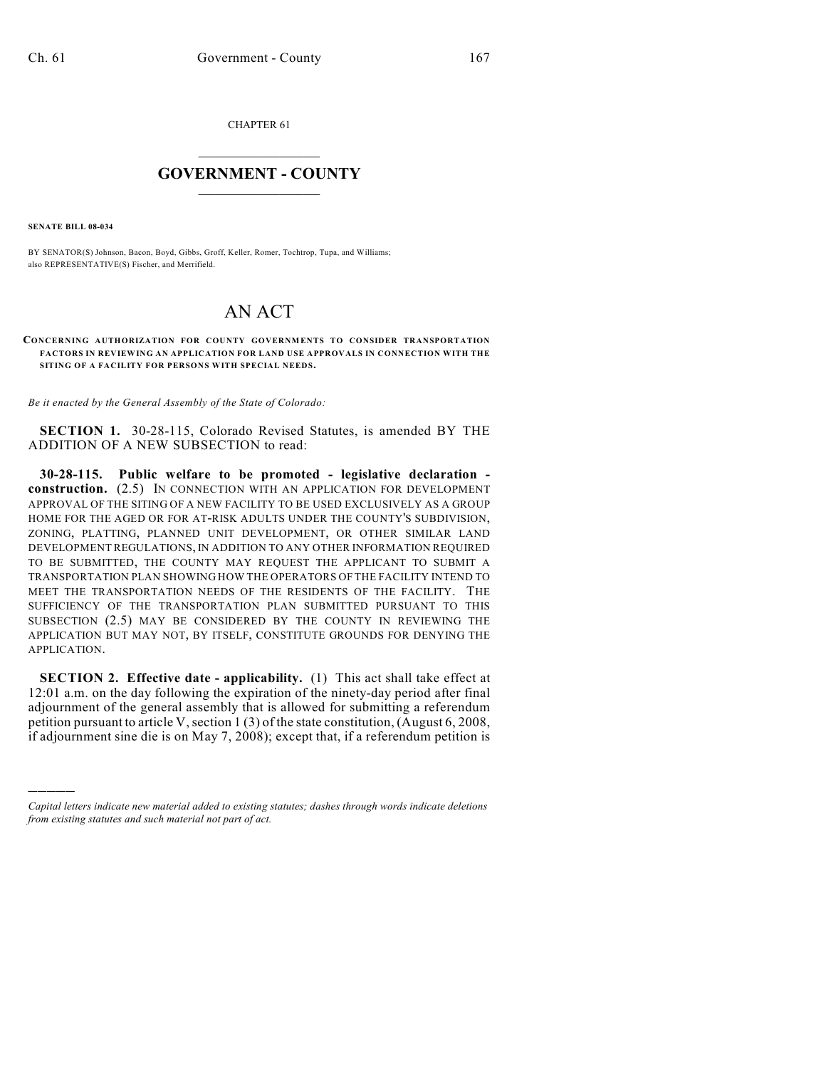CHAPTER 61

# GOVERNMENT - COUNTY

**SENATE BILL 08-034**

BY SENATOR(S) Johnson, Bacon, Boyd, Gibbs, Groff, Keller, Romer, Tochtrop, Tupa, and Williams; also REPRESENTATIVE(S) Fischer, and Merrifield.

# AN ACT

**CONCERNING AUTHORIZATION FOR COUNTY GOVERNMENTS TO CONSIDER TRANSPORTATION FACTORS IN REVIEWING AN APPLICATION FOR LAND USE APPROVALS IN CONNECTION WITH THE SITING OF A FACILITY FOR PERSONS WITH SPECIAL NEEDS.**

*Be it enacted by the General Assembly of the State of Colorado:*

**SECTION 1.** 30-28-115, Colorado Revised Statutes, is amended BY THE ADDITION OF A NEW SUBSECTION to read:

**30-28-115. Public welfare to be promoted - legislative declaration - construction.** (2.5) IN CONNECTION WITH AN APPLICATION FOR DEVELOPMENT APPROVAL OF THE SITING OF A NEW FACILITY TO BE USED EXCLUSIVELY AS A GROUP HOME FOR THE AGED OR FOR AT-RISK ADULTS UNDER THE COUNTY'S SUBDIVISION, ZONING, PLATTING, PLANNED UNIT DEVELOPMENT, OR OTHER SIMILAR LAND DEVELOPMENT REGULATIONS, IN ADDITION TO ANY OTHER INFORMATION REQUIRED TO BE SUBMITTED, THE COUNTY MAY REQUEST THE APPLICANT TO SUBMIT A TRANSPORTATION PLAN SHOWING HOW THE OPERATORS OF THE FACILITY INTEND TO MEET THE TRANSPORTATION NEEDS OF THE RESIDENTS OF THE FACILITY. THE SUFFICIENCY OF THE TRANSPORTATION PLAN SUBMITTED PURSUANT TO THIS SUBSECTION (2.5) MAY BE CONSIDERED BY THE COUNTY IN REVIEWING THE APPLICATION BUT MAY NOT, BY ITSELF, CONSTITUTE GROUNDS FOR DENYING THE APPLICATION.

**SECTION 2. Effective date - applicability.** (1) This act shall take effect at 12:01 a.m. on the day following the expiration of the ninety-day period after final adjournment of the general assembly that is allowed for submitting a referendum petition pursuant to article V, section 1 (3) of the state constitution, (August 6, 2008, if adjournment sine die is on May 7, 2008); except that, if a referendum petition is

---

*Capital letters indicate new material added to existing statutes; dashes through words indicate deletions from existing statutes and such material not part of act.*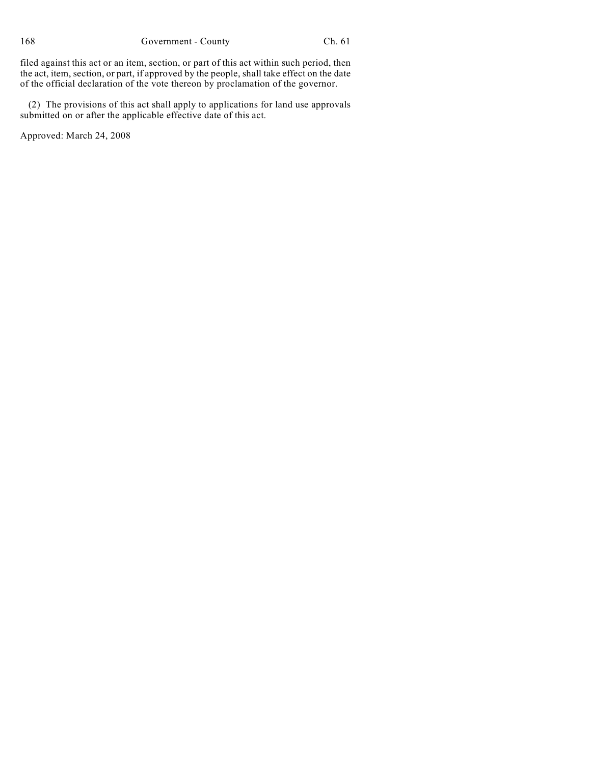filed against this act or an item, section, or part of this act within such period, then the act, item, section, or part, if approved by the people, shall take effect on the date of the official declaration of the vote thereon by proclamation of the governor.

(2) The provisions of this act shall apply to applications for land use approvals submitted on or after the applicable effective date of this act.

Approved: March 24, 2008